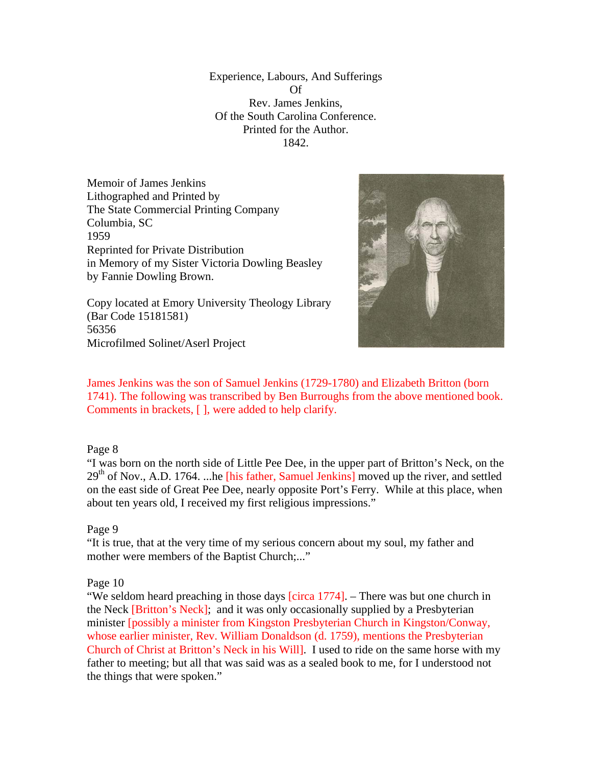Experience, Labours, And Sufferings
Of
Rev. James Jenkins,
Of the South Carolina Conference.
Printed for the Author.
1842.

Memoir of James Jenkins
Lithographed and Printed by
The State Commercial Printing Company
Columbia, SC
1959
Reprinted for Private Distribution
in Memory of my Sister Victoria Dowling Beasley
by Fannie Dowling Brown.

Copy located at Emory University Theology Library
(Bar Code 15181581)
56356
Microfilmed Solinet/Aserl Project

James Jenkins was the son of Samuel Jenkins (1729-1780) and Elizabeth Britton (born 1741). The following was transcribed by Ben Burroughs from the above mentioned book. Comments in brackets, [ ], were added to help clarify.

Page 8

"I was born on the north side of Little Pee Dee, in the upper part of Britton's Neck, on the 29th of Nov., A.D. 1764. ...he [his father, Samuel Jenkins] moved up the river, and settled on the east side of Great Pee Dee, nearly opposite Port's Ferry. While at this place, when about ten years old, I received my first religious impressions."

Page 9

"It is true, that at the very time of my serious concern about my soul, my father and mother were members of the Baptist Church;..."

Page 10

"We seldom heard preaching in those days [circa 1774]. – There was but one church in the Neck [Britton's Neck]; and it was only occasionally supplied by a Presbyterian minister [possibly a minister from Kingston Presbyterian Church in Kingston/Conway, whose earlier minister, Rev. William Donaldson (d. 1759), mentions the Presbyterian Church of Christ at Britton's Neck in his Will]. I used to ride on the same horse with my father to meeting; but all that was said was as a sealed book to me, for I understood not the things that were spoken."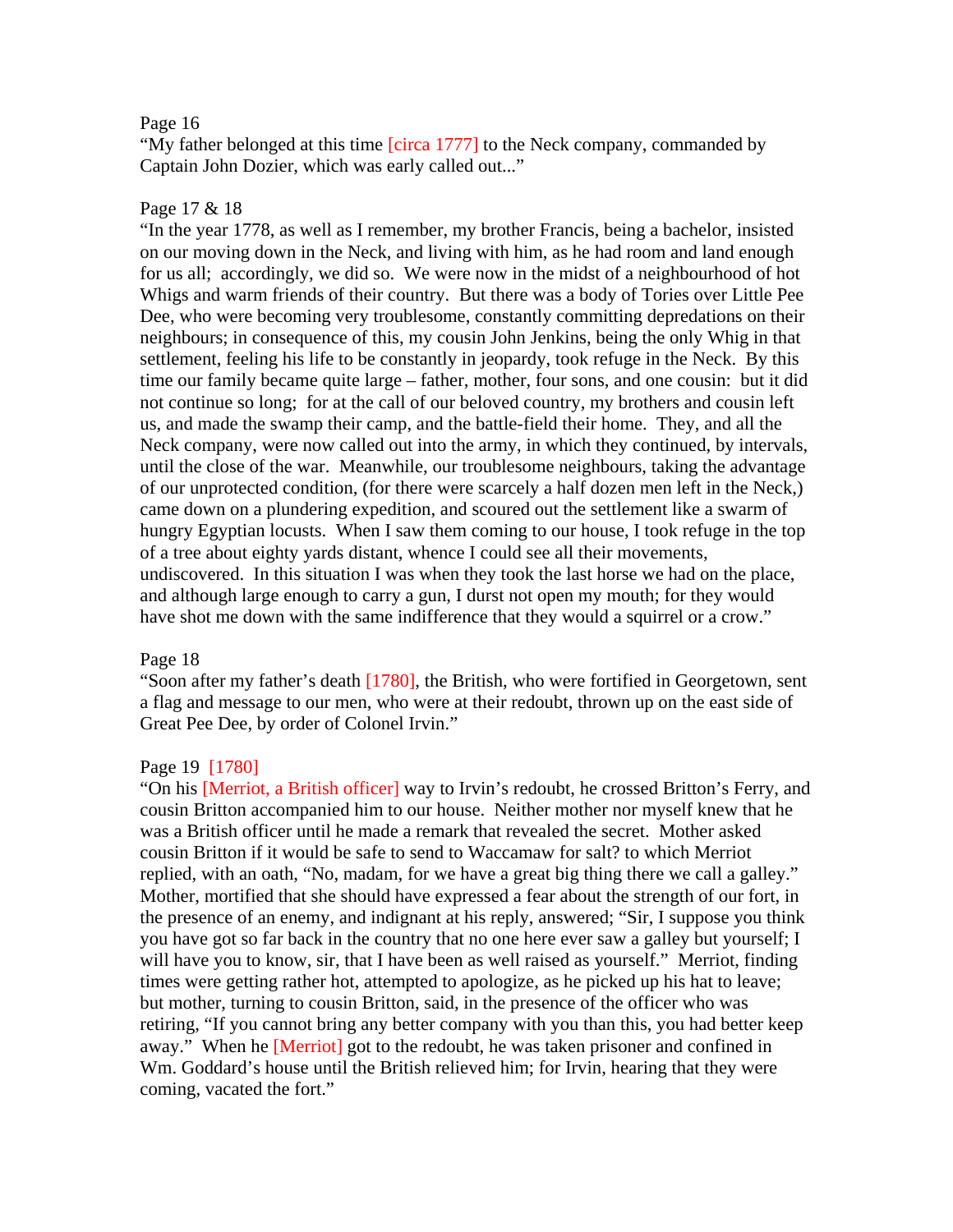Page 16

"My father belonged at this time [circa 1777] to the Neck company, commanded by Captain John Dozier, which was early called out..."

Page 17 & 18

"In the year 1778, as well as I remember, my brother Francis, being a bachelor, insisted on our moving down in the Neck, and living with him, as he had room and land enough for us all; accordingly, we did so. We were now in the midst of a neighbourhood of hot Whigs and warm friends of their country. But there was a body of Tories over Little Pee Dee, who were becoming very troublesome, constantly committing depredations on their neighbours; in consequence of this, my cousin John Jenkins, being the only Whig in that settlement, feeling his life to be constantly in jeopardy, took refuge in the Neck. By this time our family became quite large – father, mother, four sons, and one cousin: but it did not continue so long; for at the call of our beloved country, my brothers and cousin left us, and made the swamp their camp, and the battle-field their home. They, and all the Neck company, were now called out into the army, in which they continued, by intervals, until the close of the war. Meanwhile, our troublesome neighbours, taking the advantage of our unprotected condition, (for there were scarcely a half dozen men left in the Neck,) came down on a plundering expedition, and scoured out the settlement like a swarm of hungry Egyptian locusts. When I saw them coming to our house, I took refuge in the top of a tree about eighty yards distant, whence I could see all their movements, undiscovered. In this situation I was when they took the last horse we had on the place, and although large enough to carry a gun, I durst not open my mouth; for they would have shot me down with the same indifference that they would a squirrel or a crow."

Page 18

"Soon after my father's death [1780], the British, who were fortified in Georgetown, sent a flag and message to our men, who were at their redoubt, thrown up on the east side of Great Pee Dee, by order of Colonel Irvin."

Page 19 [1780]

"On his [Merriot, a British officer] way to Irvin's redoubt, he crossed Britton's Ferry, and cousin Britton accompanied him to our house. Neither mother nor myself knew that he was a British officer until he made a remark that revealed the secret. Mother asked cousin Britton if it would be safe to send to Waccamaw for salt? to which Merriot replied, with an oath, "No, madam, for we have a great big thing there we call a galley." Mother, mortified that she should have expressed a fear about the strength of our fort, in the presence of an enemy, and indignant at his reply, answered; "Sir, I suppose you think you have got so far back in the country that no one here ever saw a galley but yourself; I will have you to know, sir, that I have been as well raised as yourself." Merriot, finding times were getting rather hot, attempted to apologize, as he picked up his hat to leave; but mother, turning to cousin Britton, said, in the presence of the officer who was retiring, "If you cannot bring any better company with you than this, you had better keep away." When he [Merriot] got to the redoubt, he was taken prisoner and confined in Wm. Goddard's house until the British relieved him; for Irvin, hearing that they were coming, vacated the fort."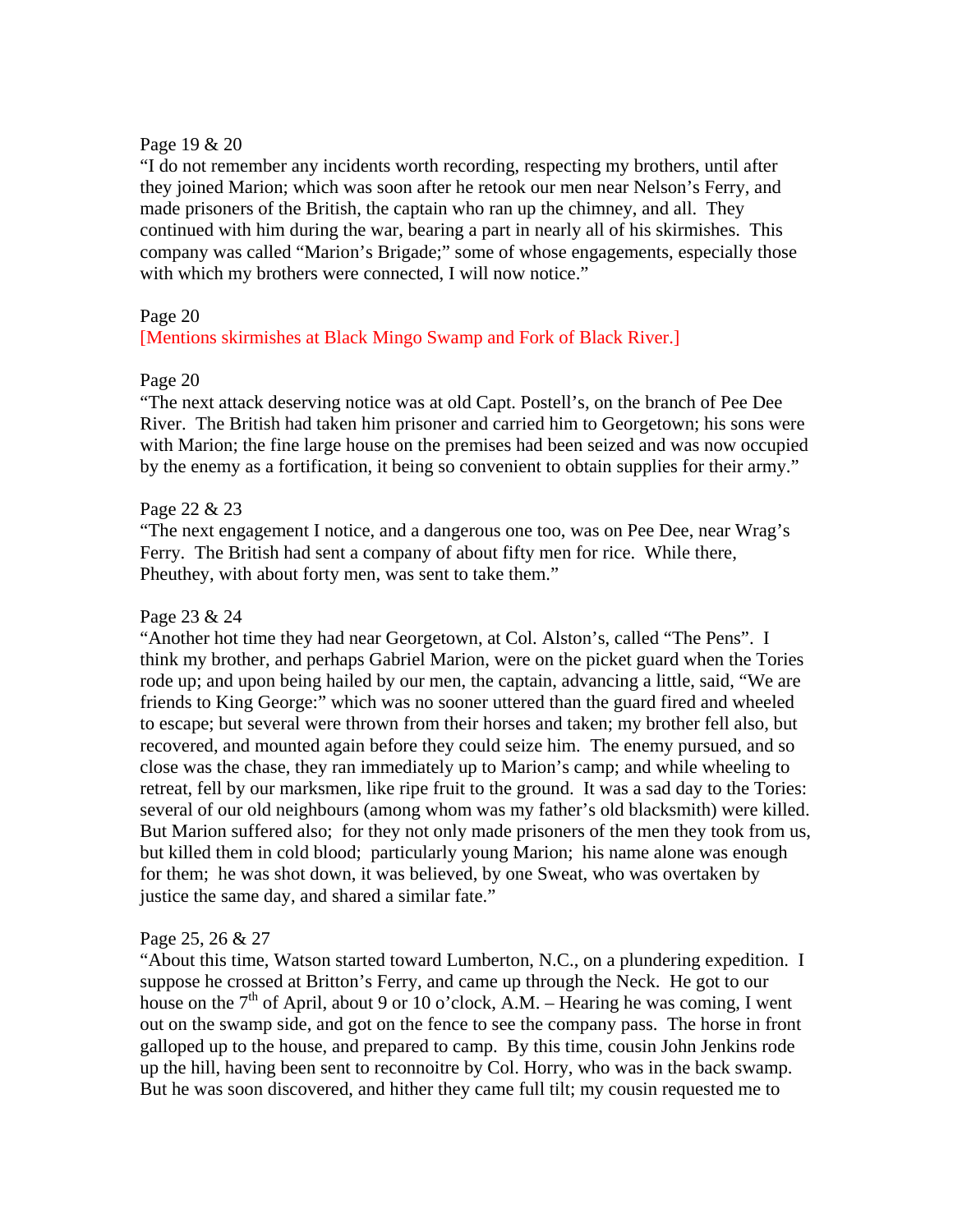Page 19 & 20

"I do not remember any incidents worth recording, respecting my brothers, until after they joined Marion; which was soon after he retook our men near Nelson's Ferry, and made prisoners of the British, the captain who ran up the chimney, and all. They continued with him during the war, bearing a part in nearly all of his skirmishes. This company was called "Marion's Brigade;" some of whose engagements, especially those with which my brothers were connected, I will now notice."

Page 20

[Mentions skirmishes at Black Mingo Swamp and Fork of Black River.]

Page 20

"The next attack deserving notice was at old Capt. Postell's, on the branch of Pee Dee River. The British had taken him prisoner and carried him to Georgetown; his sons were with Marion; the fine large house on the premises had been seized and was now occupied by the enemy as a fortification, it being so convenient to obtain supplies for their army."

Page 22 & 23

"The next engagement I notice, and a dangerous one too, was on Pee Dee, near Wrag's Ferry. The British had sent a company of about fifty men for rice. While there, Pheuthey, with about forty men, was sent to take them."

Page 23 & 24

"Another hot time they had near Georgetown, at Col. Alston's, called "The Pens". I think my brother, and perhaps Gabriel Marion, were on the picket guard when the Tories rode up; and upon being hailed by our men, the captain, advancing a little, said, "We are friends to King George:" which was no sooner uttered than the guard fired and wheeled to escape; but several were thrown from their horses and taken; my brother fell also, but recovered, and mounted again before they could seize him. The enemy pursued, and so close was the chase, they ran immediately up to Marion's camp; and while wheeling to retreat, fell by our marksmen, like ripe fruit to the ground. It was a sad day to the Tories: several of our old neighbours (among whom was my father's old blacksmith) were killed. But Marion suffered also; for they not only made prisoners of the men they took from us, but killed them in cold blood; particularly young Marion; his name alone was enough for them; he was shot down, it was believed, by one Sweat, who was overtaken by justice the same day, and shared a similar fate."

Page 25, 26 & 27

"About this time, Watson started toward Lumberton, N.C., on a plundering expedition. I suppose he crossed at Britton's Ferry, and came up through the Neck. He got to our house on the 7th of April, about 9 or 10 o'clock, A.M. – Hearing he was coming, I went out on the swamp side, and got on the fence to see the company pass. The horse in front galloped up to the house, and prepared to camp. By this time, cousin John Jenkins rode up the hill, having been sent to reconnoitre by Col. Horry, who was in the back swamp. But he was soon discovered, and hither they came full tilt; my cousin requested me to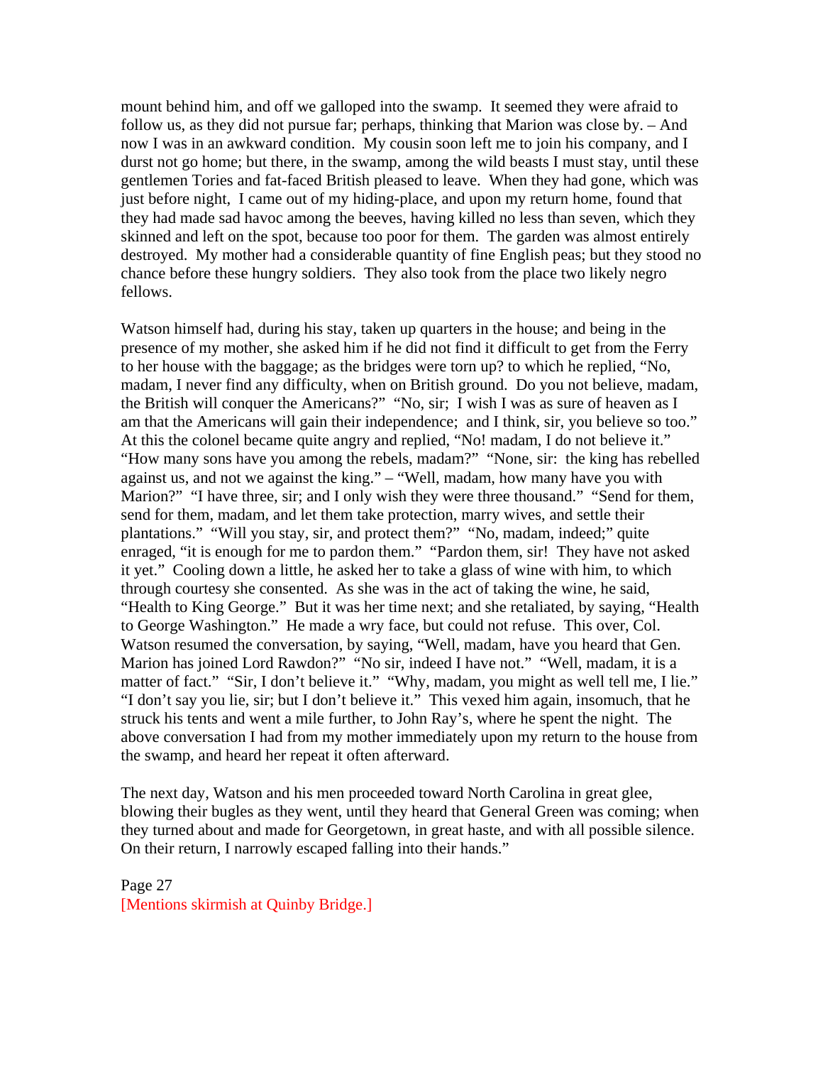mount behind him, and off we galloped into the swamp. It seemed they were afraid to follow us, as they did not pursue far; perhaps, thinking that Marion was close by. – And now I was in an awkward condition. My cousin soon left me to join his company, and I durst not go home; but there, in the swamp, among the wild beasts I must stay, until these gentlemen Tories and fat-faced British pleased to leave. When they had gone, which was just before night, I came out of my hiding-place, and upon my return home, found that they had made sad havoc among the beeves, having killed no less than seven, which they skinned and left on the spot, because too poor for them. The garden was almost entirely destroyed. My mother had a considerable quantity of fine English peas; but they stood no chance before these hungry soldiers. They also took from the place two likely negro fellows.

Watson himself had, during his stay, taken up quarters in the house; and being in the presence of my mother, she asked him if he did not find it difficult to get from the Ferry to her house with the baggage; as the bridges were torn up? to which he replied, "No, madam, I never find any difficulty, when on British ground. Do you not believe, madam, the British will conquer the Americans?" "No, sir; I wish I was as sure of heaven as I am that the Americans will gain their independence; and I think, sir, you believe so too." At this the colonel became quite angry and replied, "No! madam, I do not believe it." "How many sons have you among the rebels, madam?" "None, sir: the king has rebelled against us, and not we against the king." – "Well, madam, how many have you with Marion?" "I have three, sir; and I only wish they were three thousand." "Send for them, send for them, madam, and let them take protection, marry wives, and settle their plantations." "Will you stay, sir, and protect them?" "No, madam, indeed;" quite enraged, "it is enough for me to pardon them." "Pardon them, sir! They have not asked it yet." Cooling down a little, he asked her to take a glass of wine with him, to which through courtesy she consented. As she was in the act of taking the wine, he said, "Health to King George." But it was her time next; and she retaliated, by saying, "Health to George Washington." He made a wry face, but could not refuse. This over, Col. Watson resumed the conversation, by saying, "Well, madam, have you heard that Gen. Marion has joined Lord Rawdon?" "No sir, indeed I have not." "Well, madam, it is a matter of fact." "Sir, I don't believe it." "Why, madam, you might as well tell me, I lie." "I don't say you lie, sir; but I don't believe it." This vexed him again, insomuch, that he struck his tents and went a mile further, to John Ray's, where he spent the night. The above conversation I had from my mother immediately upon my return to the house from the swamp, and heard her repeat it often afterward.

The next day, Watson and his men proceeded toward North Carolina in great glee, blowing their bugles as they went, until they heard that General Green was coming; when they turned about and made for Georgetown, in great haste, and with all possible silence. On their return, I narrowly escaped falling into their hands."

Page 27
[Mentions skirmish at Quinby Bridge.]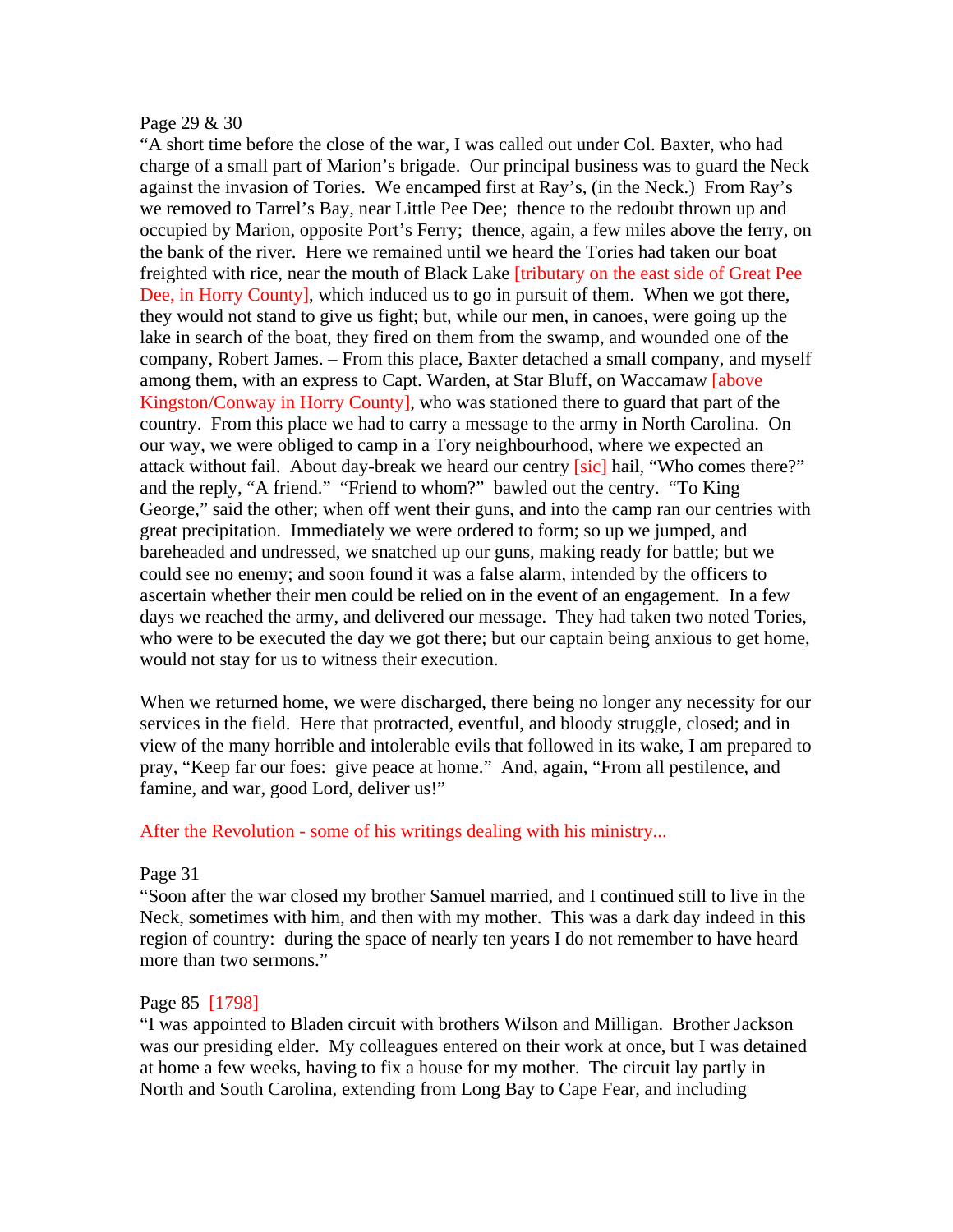Page 29 & 30

"A short time before the close of the war, I was called out under Col. Baxter, who had charge of a small part of Marion's brigade. Our principal business was to guard the Neck against the invasion of Tories. We encamped first at Ray's, (in the Neck.) From Ray's we removed to Tarrel's Bay, near Little Pee Dee; thence to the redoubt thrown up and occupied by Marion, opposite Port's Ferry; thence, again, a few miles above the ferry, on the bank of the river. Here we remained until we heard the Tories had taken our boat freighted with rice, near the mouth of Black Lake [tributary on the east side of Great Pee Dee, in Horry County], which induced us to go in pursuit of them. When we got there, they would not stand to give us fight; but, while our men, in canoes, were going up the lake in search of the boat, they fired on them from the swamp, and wounded one of the company, Robert James. – From this place, Baxter detached a small company, and myself among them, with an express to Capt. Warden, at Star Bluff, on Waccamaw [above Kingston/Conway in Horry County], who was stationed there to guard that part of the country. From this place we had to carry a message to the army in North Carolina. On our way, we were obliged to camp in a Tory neighbourhood, where we expected an attack without fail. About day-break we heard our centry [sic] hail, "Who comes there?" and the reply, "A friend." "Friend to whom?" bawled out the centry. "To King George," said the other; when off went their guns, and into the camp ran our centries with great precipitation. Immediately we were ordered to form; so up we jumped, and bareheaded and undressed, we snatched up our guns, making ready for battle; but we could see no enemy; and soon found it was a false alarm, intended by the officers to ascertain whether their men could be relied on in the event of an engagement. In a few days we reached the army, and delivered our message. They had taken two noted Tories, who were to be executed the day we got there; but our captain being anxious to get home, would not stay for us to witness their execution.

When we returned home, we were discharged, there being no longer any necessity for our services in the field. Here that protracted, eventful, and bloody struggle, closed; and in view of the many horrible and intolerable evils that followed in its wake, I am prepared to pray, "Keep far our foes: give peace at home." And, again, "From all pestilence, and famine, and war, good Lord, deliver us!"

After the Revolution - some of his writings dealing with his ministry...

Page 31

"Soon after the war closed my brother Samuel married, and I continued still to live in the Neck, sometimes with him, and then with my mother. This was a dark day indeed in this region of country: during the space of nearly ten years I do not remember to have heard more than two sermons."

Page 85 [1798]

"I was appointed to Bladen circuit with brothers Wilson and Milligan. Brother Jackson was our presiding elder. My colleagues entered on their work at once, but I was detained at home a few weeks, having to fix a house for my mother. The circuit lay partly in North and South Carolina, extending from Long Bay to Cape Fear, and including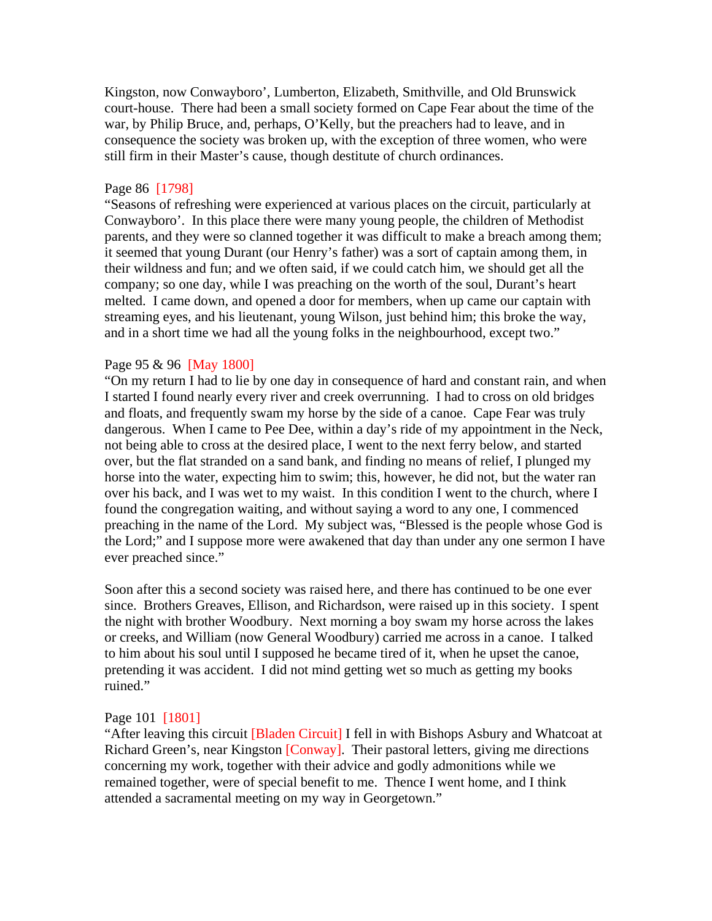Kingston, now Conwayboro', Lumberton, Elizabeth, Smithville, and Old Brunswick court-house. There had been a small society formed on Cape Fear about the time of the war, by Philip Bruce, and, perhaps, O'Kelly, but the preachers had to leave, and in consequence the society was broken up, with the exception of three women, who were still firm in their Master's cause, though destitute of church ordinances.

Page 86 [1798]
"Seasons of refreshing were experienced at various places on the circuit, particularly at Conwayboro'. In this place there were many young people, the children of Methodist parents, and they were so clanned together it was difficult to make a breach among them; it seemed that young Durant (our Henry's father) was a sort of captain among them, in their wildness and fun; and we often said, if we could catch him, we should get all the company; so one day, while I was preaching on the worth of the soul, Durant's heart melted. I came down, and opened a door for members, when up came our captain with streaming eyes, and his lieutenant, young Wilson, just behind him; this broke the way, and in a short time we had all the young folks in the neighbourhood, except two."

Page 95 & 96 [May 1800]
"On my return I had to lie by one day in consequence of hard and constant rain, and when I started I found nearly every river and creek overrunning. I had to cross on old bridges and floats, and frequently swam my horse by the side of a canoe. Cape Fear was truly dangerous. When I came to Pee Dee, within a day's ride of my appointment in the Neck, not being able to cross at the desired place, I went to the next ferry below, and started over, but the flat stranded on a sand bank, and finding no means of relief, I plunged my horse into the water, expecting him to swim; this, however, he did not, but the water ran over his back, and I was wet to my waist. In this condition I went to the church, where I found the congregation waiting, and without saying a word to any one, I commenced preaching in the name of the Lord. My subject was, "Blessed is the people whose God is the Lord;" and I suppose more were awakened that day than under any one sermon I have ever preached since."

Soon after this a second society was raised here, and there has continued to be one ever since. Brothers Greaves, Ellison, and Richardson, were raised up in this society. I spent the night with brother Woodbury. Next morning a boy swam my horse across the lakes or creeks, and William (now General Woodbury) carried me across in a canoe. I talked to him about his soul until I supposed he became tired of it, when he upset the canoe, pretending it was accident. I did not mind getting wet so much as getting my books ruined."

Page 101 [1801]
"After leaving this circuit [Bladen Circuit] I fell in with Bishops Asbury and Whatcoat at Richard Green's, near Kingston [Conway]. Their pastoral letters, giving me directions concerning my work, together with their advice and godly admonitions while we remained together, were of special benefit to me. Thence I went home, and I think attended a sacramental meeting on my way in Georgetown."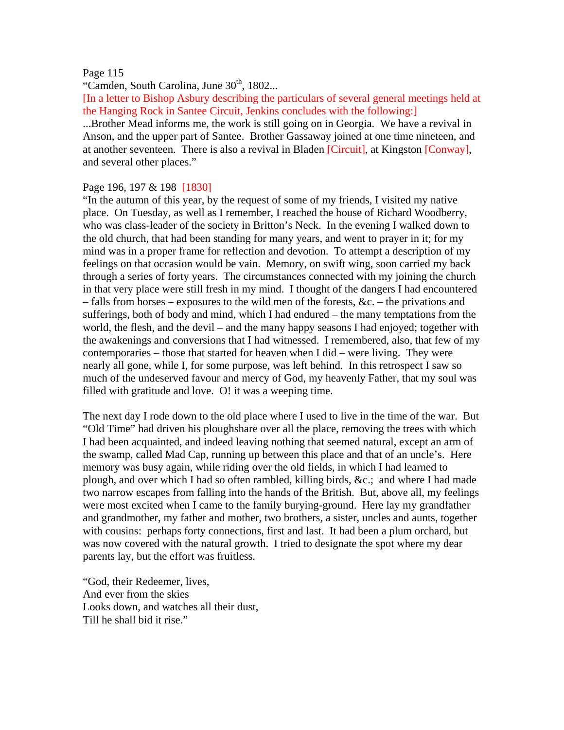Page 115

"Camden, South Carolina, June 30th, 1802...

[In a letter to Bishop Asbury describing the particulars of several general meetings held at the Hanging Rock in Santee Circuit, Jenkins concludes with the following:]

...Brother Mead informs me, the work is still going on in Georgia. We have a revival in Anson, and the upper part of Santee. Brother Gassaway joined at one time nineteen, and at another seventeen. There is also a revival in Bladen [Circuit], at Kingston [Conway], and several other places."

Page 196, 197 & 198 [1830]

"In the autumn of this year, by the request of some of my friends, I visited my native place. On Tuesday, as well as I remember, I reached the house of Richard Woodberry, who was class-leader of the society in Britton's Neck. In the evening I walked down to the old church, that had been standing for many years, and went to prayer in it; for my mind was in a proper frame for reflection and devotion. To attempt a description of my feelings on that occasion would be vain. Memory, on swift wing, soon carried my back through a series of forty years. The circumstances connected with my joining the church in that very place were still fresh in my mind. I thought of the dangers I had encountered – falls from horses – exposures to the wild men of the forests, &c. – the privations and sufferings, both of body and mind, which I had endured – the many temptations from the world, the flesh, and the devil – and the many happy seasons I had enjoyed; together with the awakenings and conversions that I had witnessed. I remembered, also, that few of my contemporaries – those that started for heaven when I did – were living. They were nearly all gone, while I, for some purpose, was left behind. In this retrospect I saw so much of the undeserved favour and mercy of God, my heavenly Father, that my soul was filled with gratitude and love. O! it was a weeping time.

The next day I rode down to the old place where I used to live in the time of the war. But "Old Time" had driven his ploughshare over all the place, removing the trees with which I had been acquainted, and indeed leaving nothing that seemed natural, except an arm of the swamp, called Mad Cap, running up between this place and that of an uncle's. Here memory was busy again, while riding over the old fields, in which I had learned to plough, and over which I had so often rambled, killing birds, &c.; and where I had made two narrow escapes from falling into the hands of the British. But, above all, my feelings were most excited when I came to the family burying-ground. Here lay my grandfather and grandmother, my father and mother, two brothers, a sister, uncles and aunts, together with cousins: perhaps forty connections, first and last. It had been a plum orchard, but was now covered with the natural growth. I tried to designate the spot where my dear parents lay, but the effort was fruitless.

"God, their Redeemer, lives,
And ever from the skies
Looks down, and watches all their dust,
Till he shall bid it rise."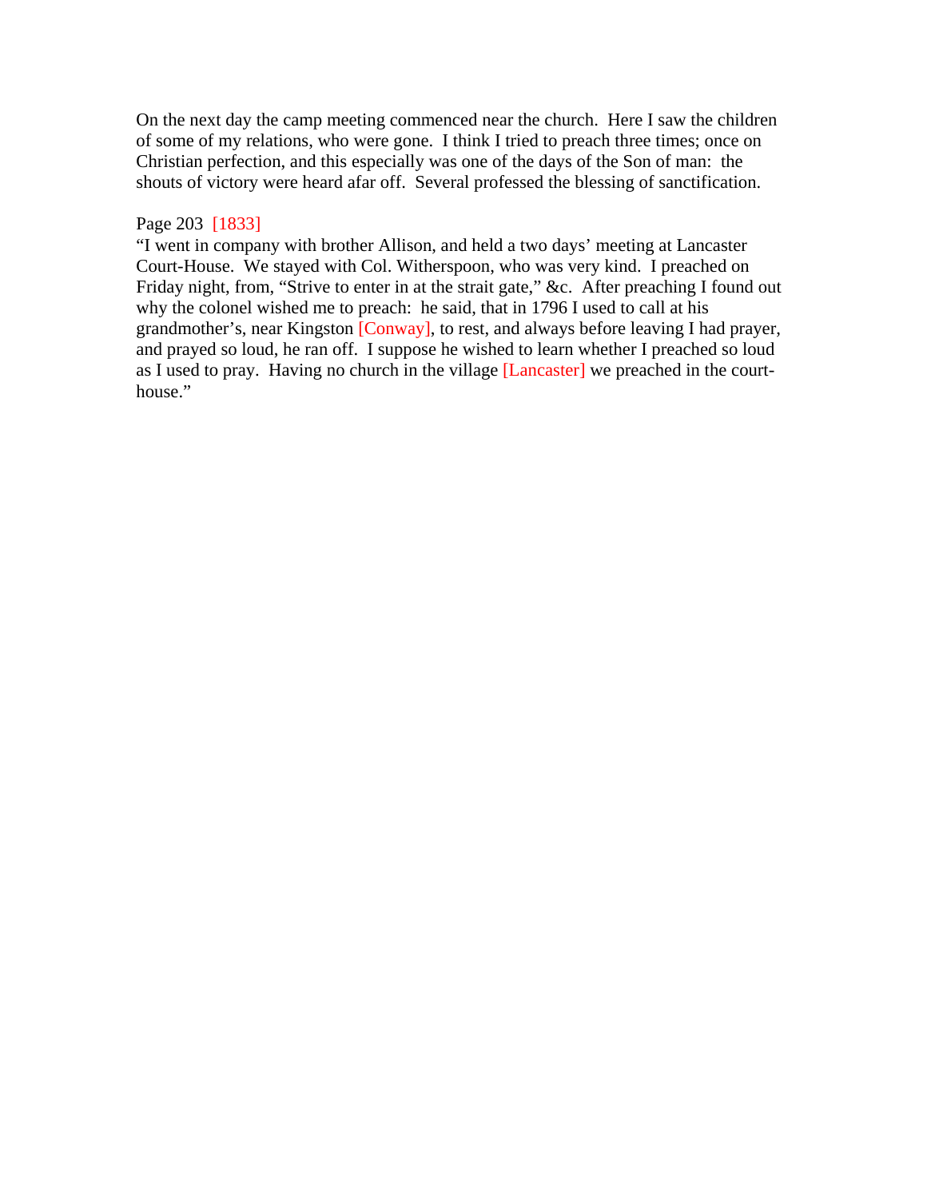On the next day the camp meeting commenced near the church. Here I saw the children of some of my relations, who were gone. I think I tried to preach three times; once on Christian perfection, and this especially was one of the days of the Son of man: the shouts of victory were heard afar off. Several professed the blessing of sanctification.

Page 203 [1833]

"I went in company with brother Allison, and held a two days' meeting at Lancaster Court-House. We stayed with Col. Witherspoon, who was very kind. I preached on Friday night, from, "Strive to enter in at the strait gate," &c. After preaching I found out why the colonel wished me to preach: he said, that in 1796 I used to call at his grandmother's, near Kingston [Conway], to rest, and always before leaving I had prayer, and prayed so loud, he ran off. I suppose he wished to learn whether I preached so loud as I used to pray. Having no church in the village [Lancaster] we preached in the court-house."